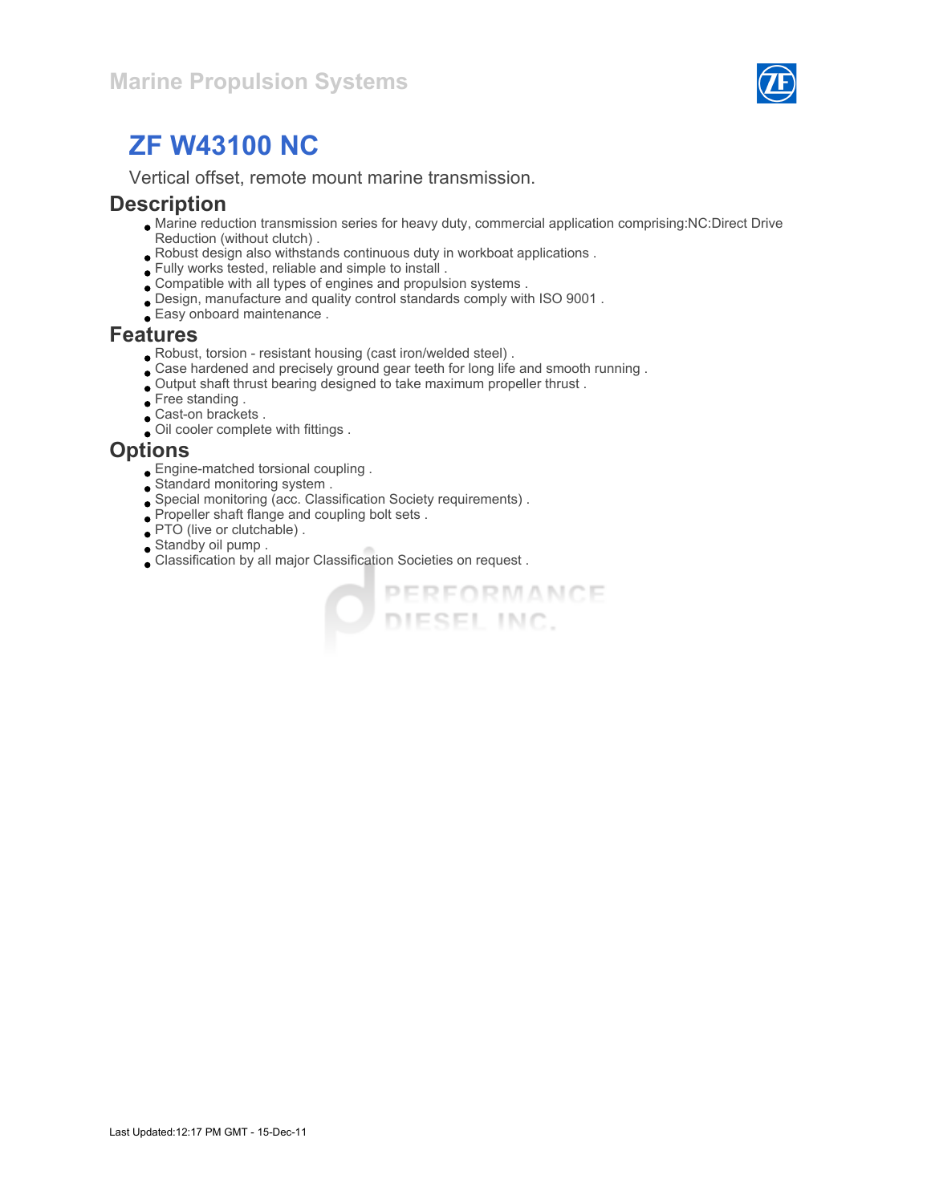Marine Propulsion Systems

# ZF W43100 NC

Vertical offset, remote mount marine transmission.

## Description

- Marine reduction transmission series for heavy duty, commercial application comprising:NC:Direct Drive Reduction (without clutch) .
- Robust design also withstands continuous duty in workboat applications .
- Fully works tested, reliable and simple to install .
- Compatible with all types of engines and propulsion systems .
- Design, manufacture and quality control standards comply with ISO 9001 .
- Easy onboard maintenance .

## Features

- Robust, torsion - resistant housing (cast iron/welded steel) .
- Case hardened and precisely ground gear teeth for long life and smooth running .
- Output shaft thrust bearing designed to take maximum propeller thrust .
- Free standing .
- Cast-on brackets .
- Oil cooler complete with fittings .

## Options

- Engine-matched torsional coupling .
- Standard monitoring system .
- Special monitoring (acc. Classification Society requirements) .
- Propeller shaft flange and coupling bolt sets .
- PTO (live or clutchable) .
- Standby oil pump .
- Classification by all major Classification Societies on request .

Last Updated:12:17 PM GMT - 15-Dec-11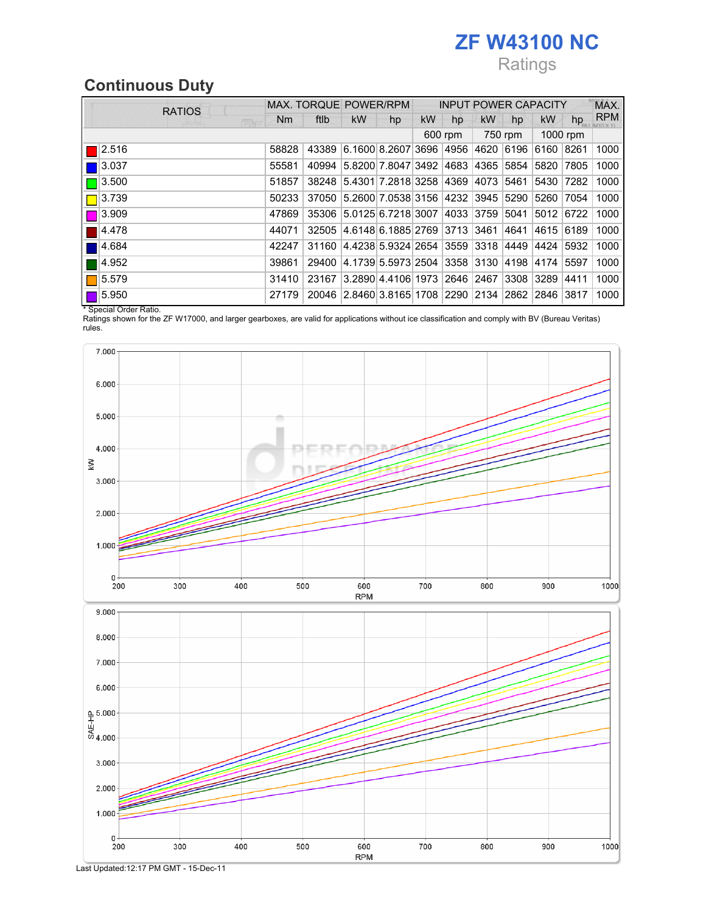# ZF W43100 NC

Ratings

## Continuous Duty

| RATIOS | MAX. TORQUE | | POWER/RPM | | INPUT POWER CAPACITY | | | | | | MAX. RPM |
|---|---|---|---|---|---|---|---|---|---|---|---|
| | Nm | ftlb | kW | hp | kW | hp | kW | hp | kW | hp | |
| | | | | | 600 rpm | | 750 rpm | | 1000 rpm | | |
| 2.516 | 58828 | 43389 | 6.1600 | 8.2607 | 3696 | 4956 | 4620 | 6196 | 6160 | 8261 | 1000 |
| 3.037 | 55581 | 40994 | 5.8200 | 7.8047 | 3492 | 4683 | 4365 | 5854 | 5820 | 7805 | 1000 |
| 3.500 | 51857 | 38248 | 5.4301 | 7.2818 | 3258 | 4369 | 4073 | 5461 | 5430 | 7282 | 1000 |
| 3.739 | 50233 | 37050 | 5.2600 | 7.0538 | 3156 | 4232 | 3945 | 5290 | 5260 | 7054 | 1000 |
| 3.909 | 47869 | 35306 | 5.0125 | 6.7218 | 3007 | 4033 | 3759 | 5041 | 5012 | 6722 | 1000 |
| 4.478 | 44071 | 32505 | 4.6148 | 6.1885 | 2769 | 3713 | 3461 | 4641 | 4615 | 6189 | 1000 |
| 4.684 | 42247 | 31160 | 4.4238 | 5.9324 | 2654 | 3559 | 3318 | 4449 | 4424 | 5932 | 1000 |
| 4.952 | 39861 | 29400 | 4.1739 | 5.5973 | 2504 | 3358 | 3130 | 4198 | 4174 | 5597 | 1000 |
| 5.579 | 31410 | 23167 | 3.2890 | 4.4106 | 1973 | 2646 | 2467 | 3308 | 3289 | 4411 | 1000 |
| 5.950 | 27179 | 20046 | 2.8460 | 3.8165 | 1708 | 2290 | 2134 | 2862 | 2846 | 3817 | 1000 |

* Special Order Ratio.

Ratings shown for the ZF W17000, and larger gearboxes, are valid for applications without ice classification and comply with BV (Bureau Veritas) rules.

Last Updated:12:17 PM GMT - 15-Dec-11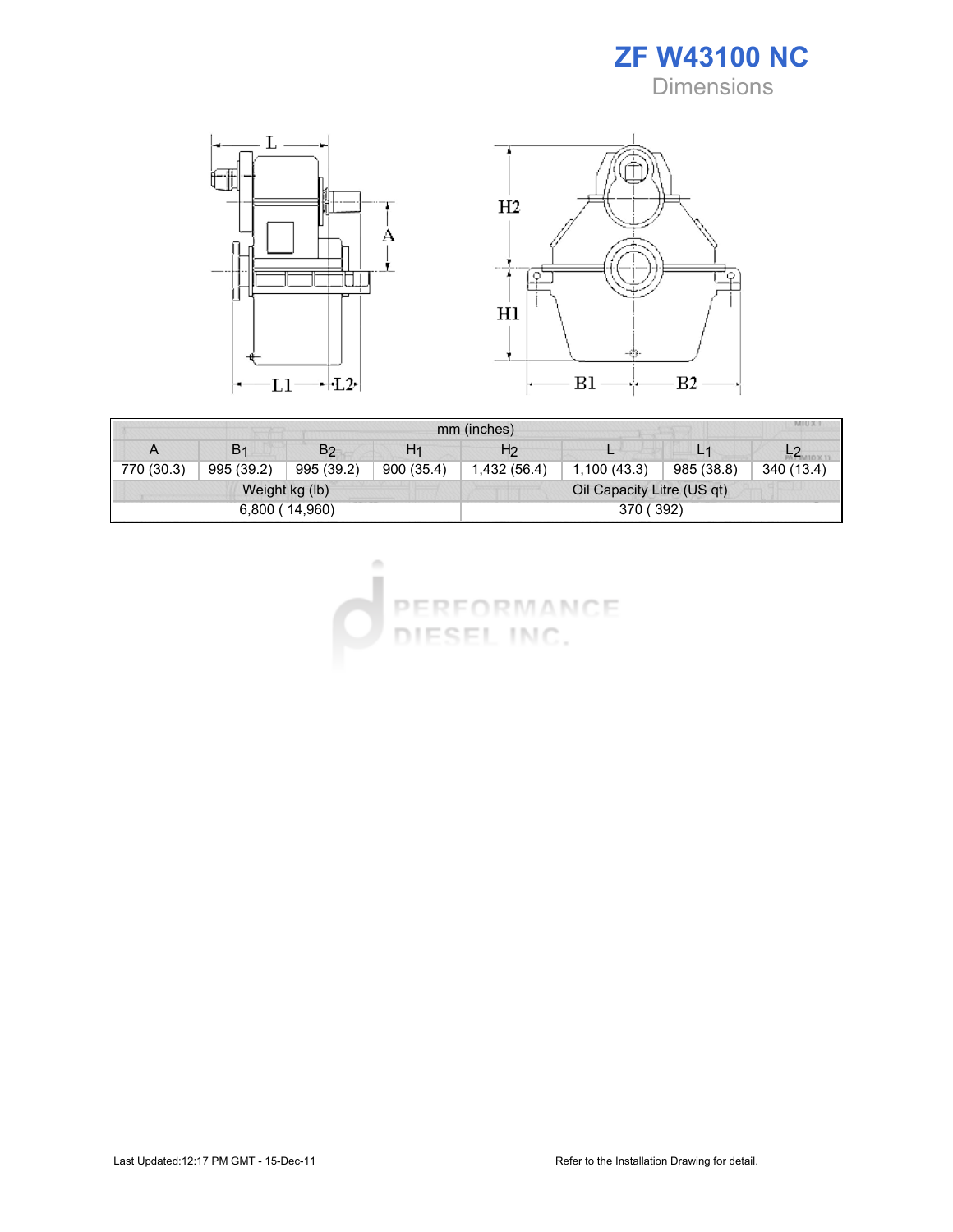# ZF W43100 NC

## Dimensions

| mm (inches) | | | | | | | |
|---|---|---|---|---|---|---|---|
| A | $B_1$ | $B_2$ | $H_1$ | $H_2$ | L | $L_1$ | $L_2$ |
| 770 (30.3) | 995 (39.2) | 995 (39.2) | 900 (35.4) | 1,432 (56.4) | 1,100 (43.3) | 985 (38.8) | 340 (13.4) |
| Weight kg (lb) | | | | Oil Capacity Litre (US qt) | | | |
| 6,800 ( 14,960) | | | | 370 ( 392) | | | |

Last Updated:12:17 PM GMT - 15-Dec-11

Refer to the Installation Drawing for detail.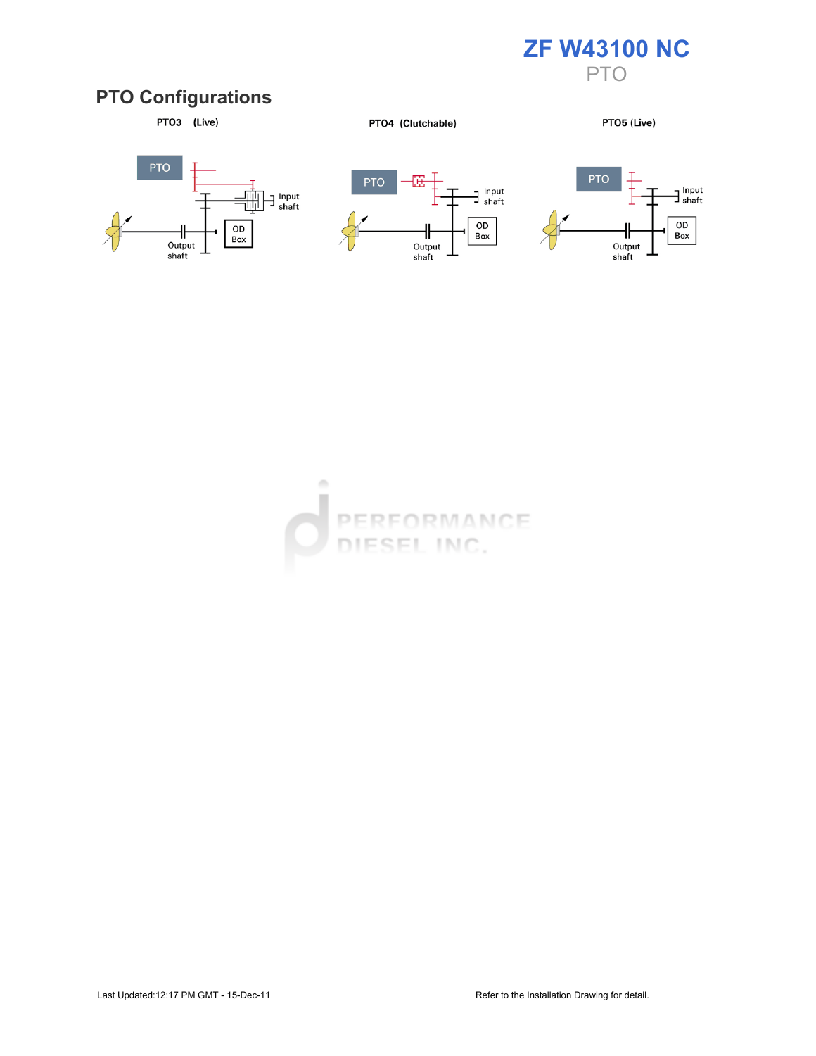# ZF W43100 NC

PTO

## PTO Configurations

PTO3 (Live)

PTO

Input shaft

OD Box

Output shaft

PTO4 (Clutchable)

PTO

Input shaft

OD Box

Output shaft

PTO5 (Live)

PTO

Input shaft

OD Box

Output shaft

Last Updated:12:17 PM GMT - 15-Dec-11

Refer to the Installation Drawing for detail.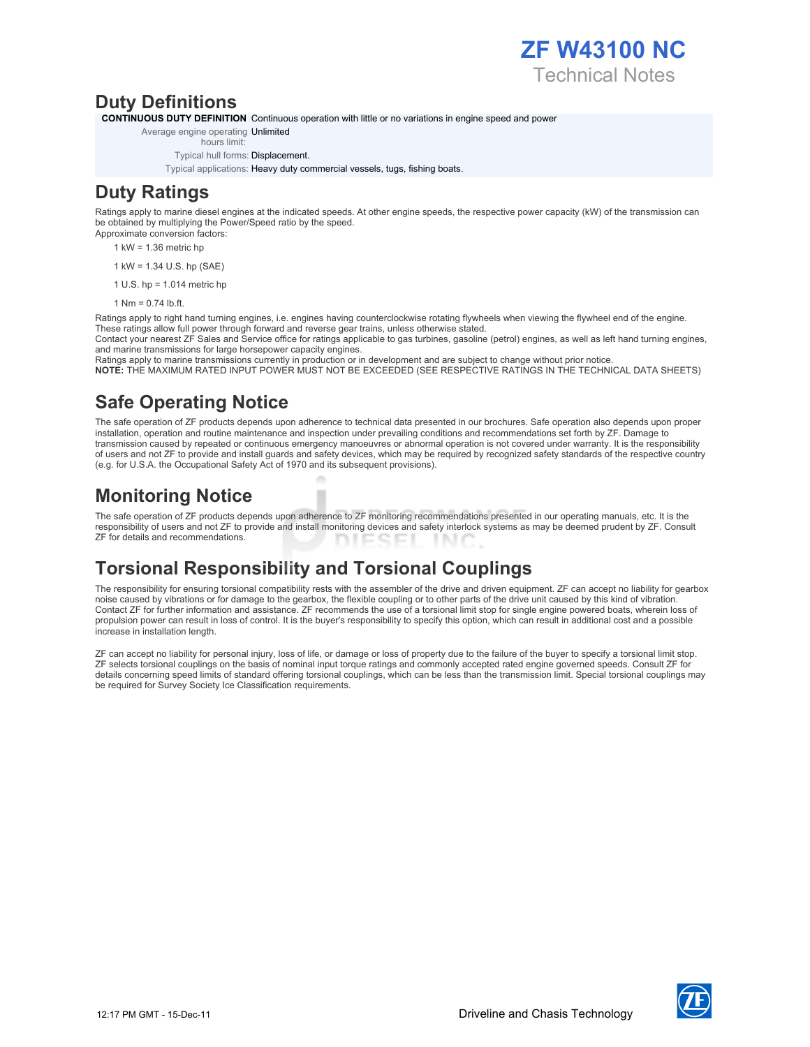# ZF W43100 NC

Technical Notes

## Duty Definitions

| | |
|---|---|
| **CONTINUOUS DUTY DEFINITION** | Continuous operation with little or no variations in engine speed and power |
| Average engine operating hours limit: | Unlimited |
| Typical hull forms: | Displacement. |
| Typical applications: | Heavy duty commercial vessels, tugs, fishing boats. |

## Duty Ratings

Ratings apply to marine diesel engines at the indicated speeds. At other engine speeds, the respective power capacity (kW) of the transmission can be obtained by multiplying the Power/Speed ratio by the speed.
Approximate conversion factors:

1 kW = 1.36 metric hp

1 kW = 1.34 U.S. hp (SAE)

1 U.S. hp = 1.014 metric hp

1 Nm = 0.74 lb.ft.

Ratings apply to right hand turning engines, i.e. engines having counterclockwise rotating flywheels when viewing the flywheel end of the engine. These ratings allow full power through forward and reverse gear trains, unless otherwise stated.
Contact your nearest ZF Sales and Service office for ratings applicable to gas turbines, gasoline (petrol) engines, as well as left hand turning engines, and marine transmissions for large horsepower capacity engines.
Ratings apply to marine transmissions currently in production or in development and are subject to change without prior notice.
**NOTE:** THE MAXIMUM RATED INPUT POWER MUST NOT BE EXCEEDED (SEE RESPECTIVE RATINGS IN THE TECHNICAL DATA SHEETS)

## Safe Operating Notice

The safe operation of ZF products depends upon adherence to technical data presented in our brochures. Safe operation also depends upon proper installation, operation and routine maintenance and inspection under prevailing conditions and recommendations set forth by ZF. Damage to transmission caused by repeated or continuous emergency manoeuvres or abnormal operation is not covered under warranty. It is the responsibility of users and not ZF to provide and install guards and safety devices, which may be required by recognized safety standards of the respective country (e.g. for U.S.A. the Occupational Safety Act of 1970 and its subsequent provisions).

## Monitoring Notice

The safe operation of ZF products depends upon adherence to ZF monitoring recommendations presented in our operating manuals, etc. It is the responsibility of users and not ZF to provide and install monitoring devices and safety interlock systems as may be deemed prudent by ZF. Consult ZF for details and recommendations.

## Torsional Responsibility and Torsional Couplings

The responsibility for ensuring torsional compatibility rests with the assembler of the drive and driven equipment. ZF can accept no liability for gearbox noise caused by vibrations or for damage to the gearbox, the flexible coupling or to other parts of the drive unit caused by this kind of vibration. Contact ZF for further information and assistance. ZF recommends the use of a torsional limit stop for single engine powered boats, wherein loss of propulsion power can result in loss of control. It is the buyer's responsibility to specify this option, which can result in additional cost and a possible increase in installation length.

ZF can accept no liability for personal injury, loss of life, or damage or loss of property due to the failure of the buyer to specify a torsional limit stop. ZF selects torsional couplings on the basis of nominal input torque ratings and commonly accepted rated engine governed speeds. Consult ZF for details concerning speed limits of standard offering torsional couplings, which can be less than the transmission limit. Special torsional couplings may be required for Survey Society Ice Classification requirements.